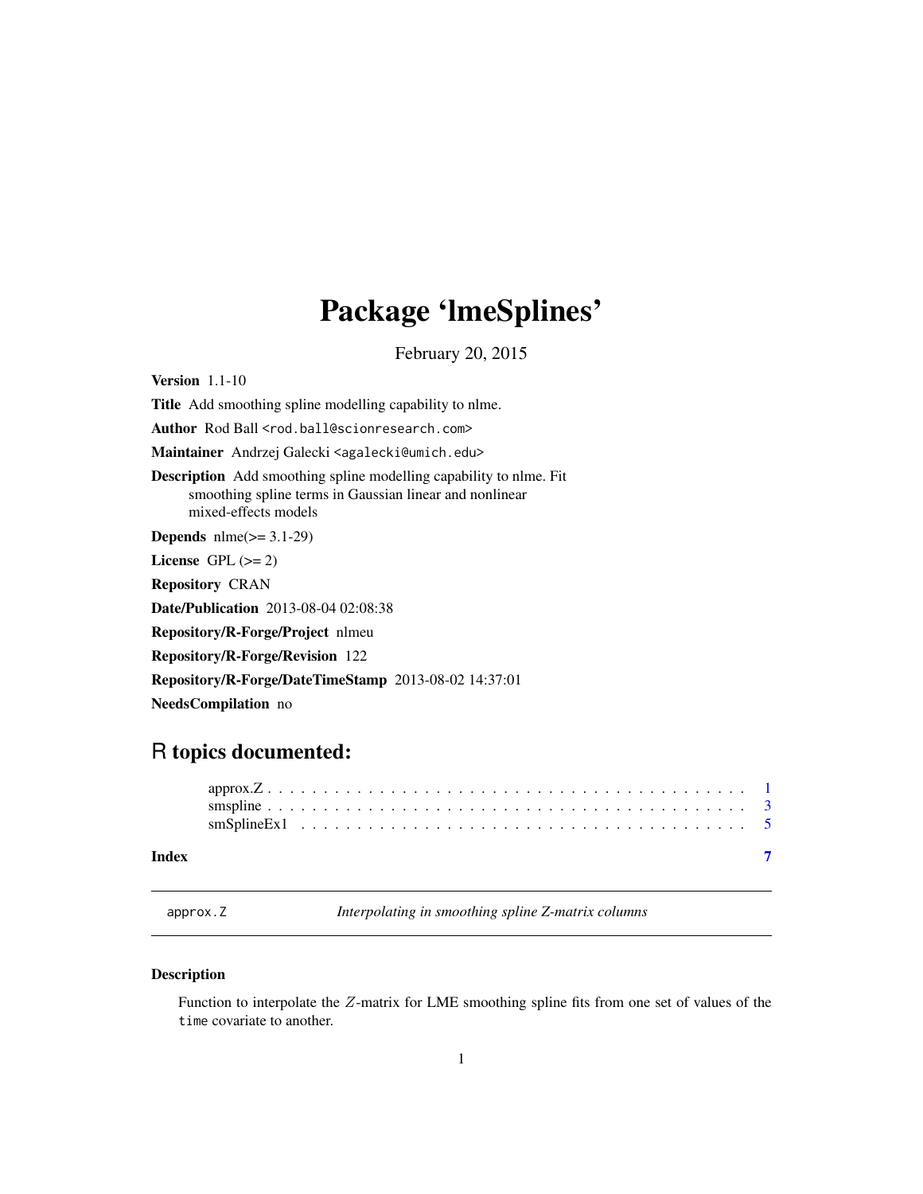# Package 'lmeSplines'

February 20, 2015

**Version** 1.1-10

**Title** Add smoothing spline modelling capability to nlme.

**Author** Rod Ball <rod.ball@scionresearch.com>

**Maintainer** Andrzej Galecki <agalecki@umich.edu>

**Description** Add smoothing spline modelling capability to nlme. Fit smoothing spline terms in Gaussian linear and nonlinear mixed-effects models

**Depends** nlme(>= 3.1-29)

**License** GPL (>= 2)

**Repository** CRAN

**Date/Publication** 2013-08-04 02:08:38

**Repository/R-Forge/Project** nlmeu

**Repository/R-Forge/Revision** 122

**Repository/R-Forge/DateTimeStamp** 2013-08-02 14:37:01

**NeedsCompilation** no

## R topics documented:

approx.Z . . . . . . . . . . . . . . . . . . . . . . . . . . . . . . . . . . . . . . . . . . 1
smspline . . . . . . . . . . . . . . . . . . . . . . . . . . . . . . . . . . . . . . . . . . 3
smSplineEx1 . . . . . . . . . . . . . . . . . . . . . . . . . . . . . . . . . . . . . . . . 5

**Index** **7**

---

`approx.Z` *Interpolating in smoothing spline Z-matrix columns*

---

### Description

Function to interpolate the $Z$-matrix for LME smoothing spline fits from one set of values of the `time` covariate to another.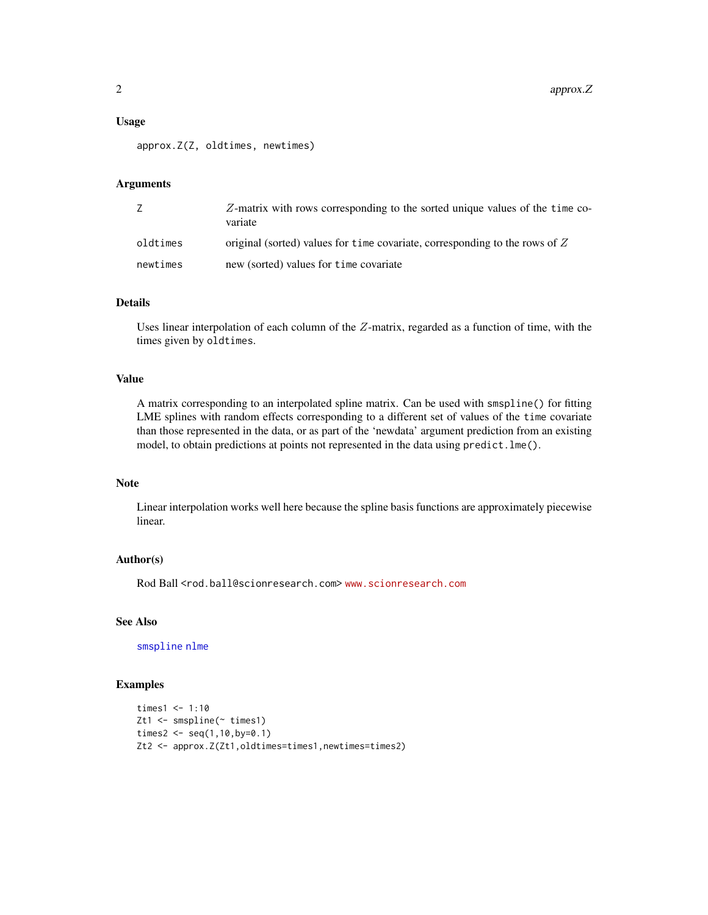## Usage

```
approx.Z(Z, oldtimes, newtimes)
```

## Arguments

| | |
|---|---|
| Z | $Z$-matrix with rows corresponding to the sorted unique values of the `time` covariate |
| oldtimes | original (sorted) values for `time` covariate, corresponding to the rows of $Z$ |
| newtimes | new (sorted) values for `time` covariate |

## Details

Uses linear interpolation of each column of the $Z$-matrix, regarded as a function of time, with the times given by `oldtimes`.

## Value

A matrix corresponding to an interpolated spline matrix. Can be used with `smspline()` for fitting LME splines with random effects corresponding to a different set of values of the `time` covariate than those represented in the data, or as part of the 'newdata' argument prediction from an existing model, to obtain predictions at points not represented in the data using `predict.lme()`.

## Note

Linear interpolation works well here because the spline basis functions are approximately piecewise linear.

## Author(s)

Rod Ball <rod.ball@scionresearch.com> www.scionresearch.com

## See Also

smspline nlme

## Examples

```
times1 <- 1:10
Zt1 <- smspline(~ times1)
times2 <- seq(1,10,by=0.1)
Zt2 <- approx.Z(Zt1,oldtimes=times1,newtimes=times2)
```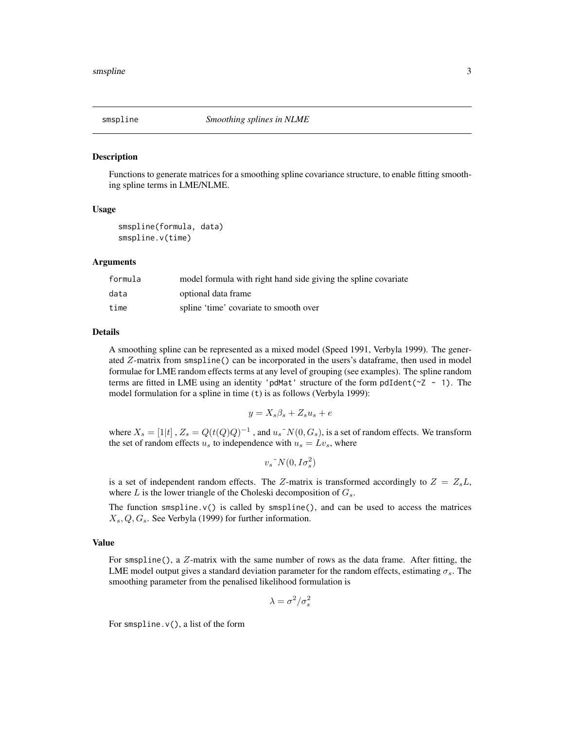# smspline *Smoothing splines in NLME*

## Description

Functions to generate matrices for a smoothing spline covariance structure, to enable fitting smoothing spline terms in LME/NLME.

## Usage

```
smspline(formula, data)
smspline.v(time)
```

## Arguments

| | |
|---|---|
| formula | model formula with right hand side giving the spline covariate |
| data | optional data frame |
| time | spline 'time' covariate to smooth over |

## Details

A smoothing spline can be represented as a mixed model (Speed 1991, Verbyla 1999). The generated $Z$-matrix from `smspline()` can be incorporated in the users's dataframe, then used in model formulae for LME random effects terms at any level of grouping (see examples). The spline random terms are fitted in LME using an identity 'pdMat' structure of the form `pdIdent(~Z - 1)`. The model formulation for a spline in time (`t`) is as follows (Verbyla 1999):

$$y = X_s \beta_s + Z_s u_s + e$$

where $X_s = [1|t]$ , $Z_s = Q(t(Q)Q)^{-1}$ , and $u_s \tilde{} N(0, G_s)$, is a set of random effects. We transform the set of random effects $u_s$ to independence with $u_s = Lv_s$, where

$$v_s \tilde{} N(0, I\sigma_s^2)$$

is a set of independent random effects. The $Z$-matrix is transformed accordingly to $Z = Z_s L$, where $L$ is the lower triangle of the Choleski decomposition of $G_s$.

The function `smspline.v()` is called by `smspline()`, and can be used to access the matrices $X_s, Q, G_s$. See Verbyla (1999) for further information.

## Value

For `smspline()`, a $Z$-matrix with the same number of rows as the data frame. After fitting, the LME model output gives a standard deviation parameter for the random effects, estimating $\sigma_s$. The smoothing parameter from the penalised likelihood formulation is

$$\lambda = \sigma^2 / \sigma_s^2$$

For `smspline.v()`, a list of the form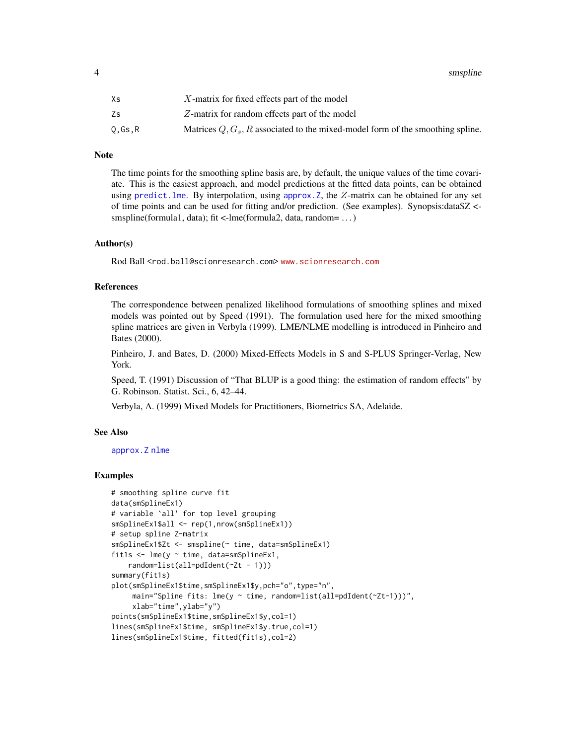| | |
|---|---|
| Xs | $X$-matrix for fixed effects part of the model |
| Zs | $Z$-matrix for random effects part of the model |
| Q,Gs,R | Matrices $Q, G_s, R$ associated to the mixed-model form of the smoothing spline. |

## Note

The time points for the smoothing spline basis are, by default, the unique values of the time covariate. This is the easiest approach, and model predictions at the fitted data points, can be obtained using predict.lme. By interpolation, using approx.Z, the $Z$-matrix can be obtained for any set of time points and can be used for fitting and/or prediction. (See examples). Synopsis:data$Z <- smspline(formula1, data); fit <-lme(formula2, data, random= ...)

## Author(s)

Rod Ball <rod.ball@scionresearch.com> www.scionresearch.com

## References

The correspondence between penalized likelihood formulations of smoothing splines and mixed models was pointed out by Speed (1991). The formulation used here for the mixed smoothing spline matrices are given in Verbyla (1999). LME/NLME modelling is introduced in Pinheiro and Bates (2000).

Pinheiro, J. and Bates, D. (2000) Mixed-Effects Models in S and S-PLUS Springer-Verlag, New York.

Speed, T. (1991) Discussion of "That BLUP is a good thing: the estimation of random effects" by G. Robinson. Statist. Sci., 6, 42–44.

Verbyla, A. (1999) Mixed Models for Practitioners, Biometrics SA, Adelaide.

## See Also

approx.Z nlme

## Examples

```
# smoothing spline curve fit
data(smSplineEx1)
# variable `all' for top level grouping
smSplineEx1$all <- rep(1,nrow(smSplineEx1))
# setup spline Z-matrix
smSplineEx1$Zt <- smspline(~ time, data=smSplineEx1)
fit1s <- lme(y ~ time, data=smSplineEx1,
    random=list(all=pdIdent(~Zt - 1)))
summary(fit1s)
plot(smSplineEx1$time,smSplineEx1$y,pch="o",type="n",
     main="Spline fits: lme(y ~ time, random=list(all=pdIdent(~Zt-1)))",
     xlab="time",ylab="y")
points(smSplineEx1$time,smSplineEx1$y,col=1)
lines(smSplineEx1$time, smSplineEx1$y.true,col=1)
lines(smSplineEx1$time, fitted(fit1s),col=2)
```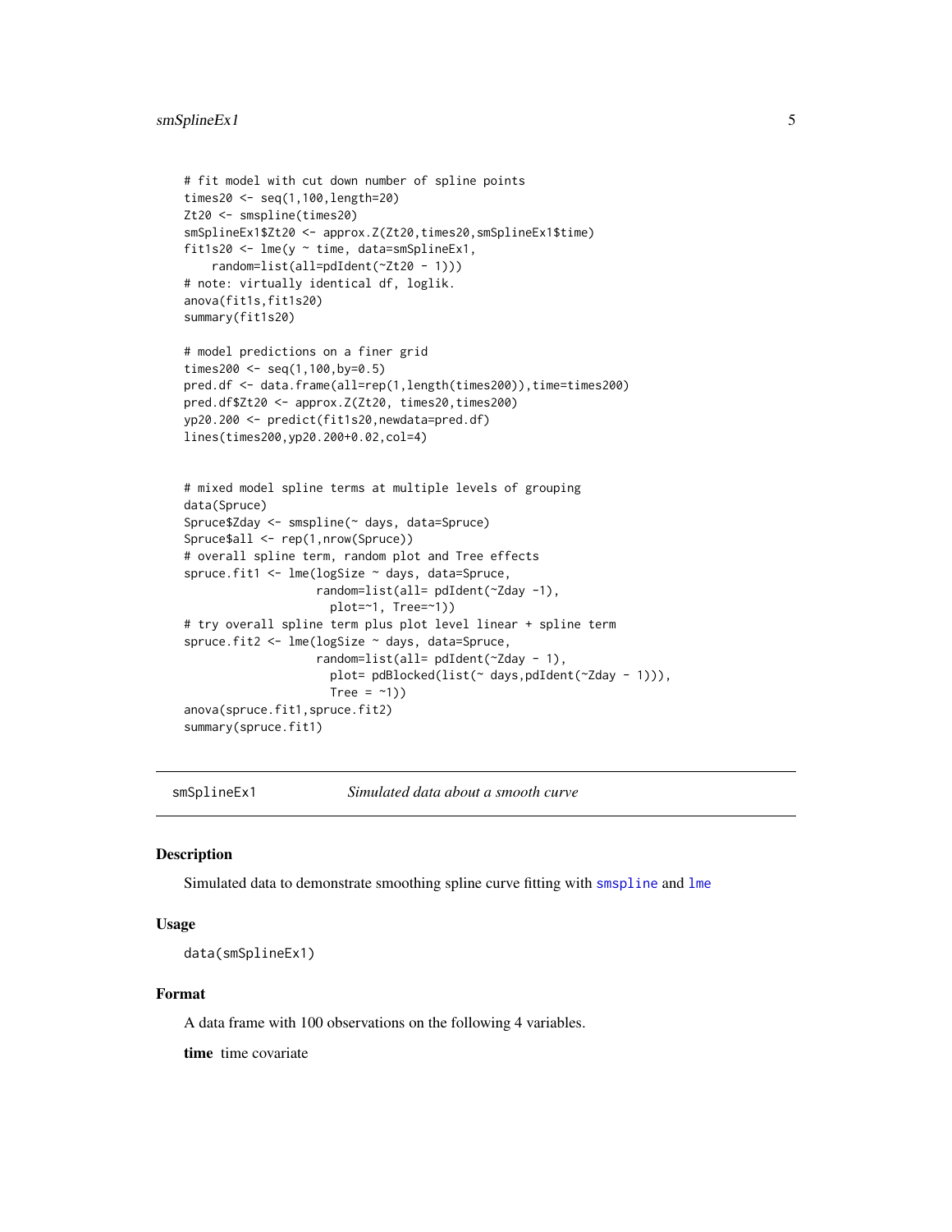```
# fit model with cut down number of spline points
times20 <- seq(1,100,length=20)
Zt20 <- smspline(times20)
smSplineEx1$Zt20 <- approx.Z(Zt20,times20,smSplineEx1$time)
fit1s20 <- lme(y ~ time, data=smSplineEx1,
    random=list(all=pdIdent(~Zt20 - 1)))
# note: virtually identical df, loglik.
anova(fit1s,fit1s20)
summary(fit1s20)

# model predictions on a finer grid
times200 <- seq(1,100,by=0.5)
pred.df <- data.frame(all=rep(1,length(times200)),time=times200)
pred.df$Zt20 <- approx.Z(Zt20, times20,times200)
yp20.200 <- predict(fit1s20,newdata=pred.df)
lines(times200,yp20.200+0.02,col=4)


# mixed model spline terms at multiple levels of grouping
data(Spruce)
Spruce$Zday <- smspline(~ days, data=Spruce)
Spruce$all <- rep(1,nrow(Spruce))
# overall spline term, random plot and Tree effects
spruce.fit1 <- lme(logSize ~ days, data=Spruce,
                   random=list(all= pdIdent(~Zday -1),
                     plot=~1, Tree=~1))
# try overall spline term plus plot level linear + spline term
spruce.fit2 <- lme(logSize ~ days, data=Spruce,
                   random=list(all= pdIdent(~Zday - 1),
                     plot= pdBlocked(list(~ days,pdIdent(~Zday - 1))),
                     Tree = ~1))
anova(spruce.fit1,spruce.fit2)
summary(spruce.fit1)
```

---

## smSplineEx1 — *Simulated data about a smooth curve*

### Description

Simulated data to demonstrate smoothing spline curve fitting with `smspline` and `lme`

### Usage

```
data(smSplineEx1)
```

### Format

A data frame with 100 observations on the following 4 variables.

**time** time covariate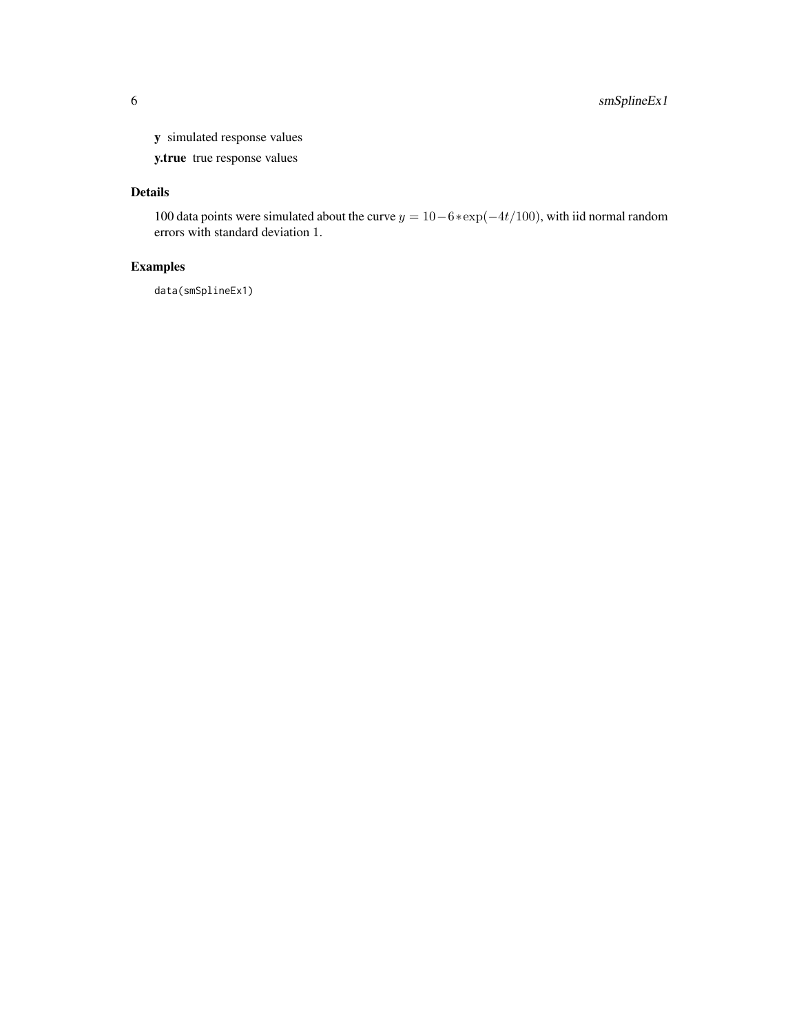**y** simulated response values

**y.true** true response values

## Details

100 data points were simulated about the curve $y = 10 - 6 * \exp(-4t/100)$, with iid normal random errors with standard deviation $1$.

## Examples

```
data(smSplineEx1)
```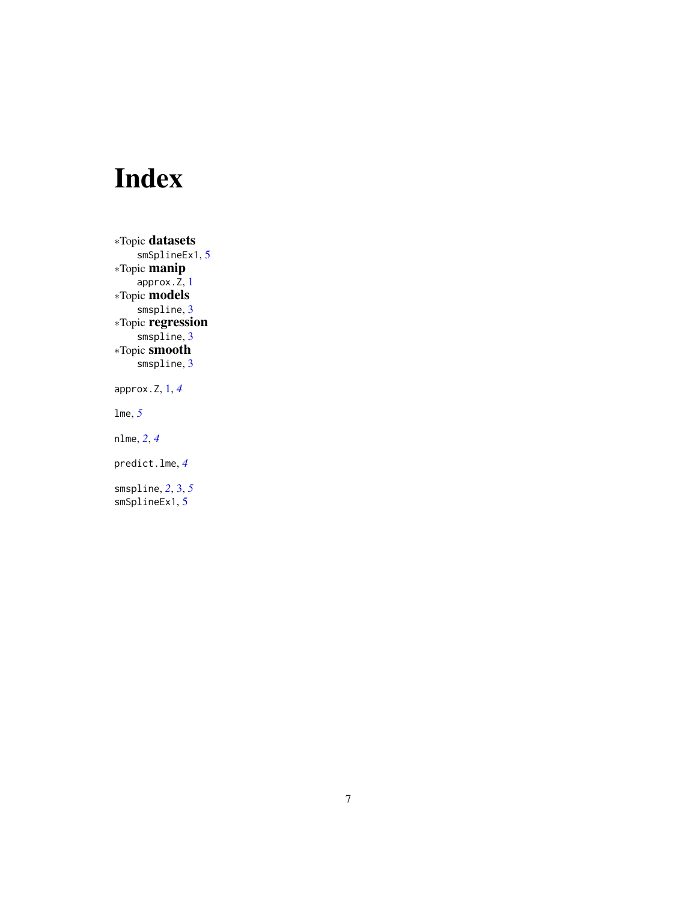# Index

*Topic **datasets**
    smSplineEx1, 5
*Topic **manip**
    approx.Z, 1
*Topic **models**
    smspline, 3
*Topic **regression**
    smspline, 3
*Topic **smooth**
    smspline, 3

approx.Z, 1, *4*

lme, *5*

nlme, *2*, *4*

predict.lme, *4*

smspline, *2*, 3, *5*
smSplineEx1, 5